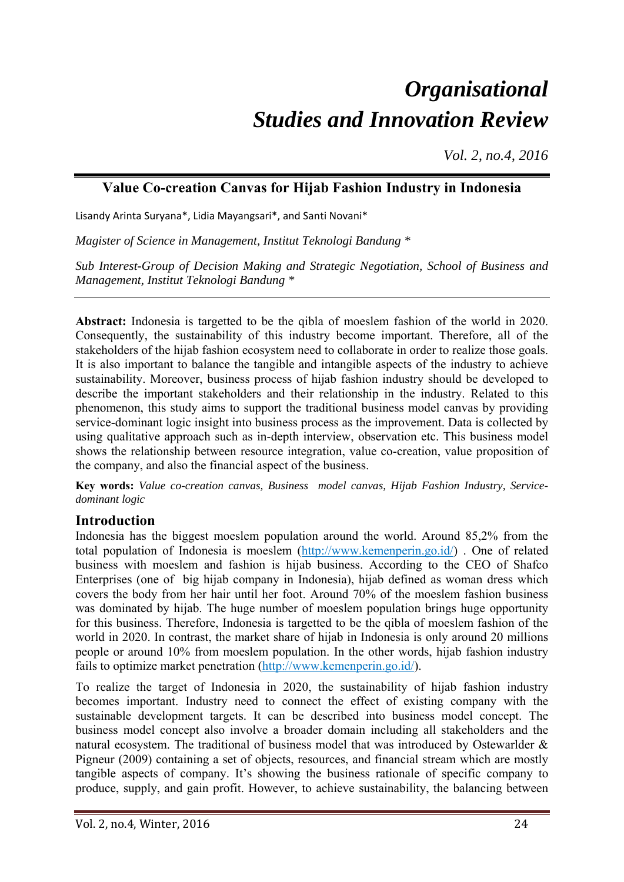# *Organisational Studies and Innovation Review*

*Vol. 2, no.4, 2016*

## Value Co-creation Canvas for Hijab Fashion Industry in Indonesia

Lisandy Arinta Suryana*, Lidia Mayangsari*, and Santi Novani*

*Magister of Science in Management, Institut Teknologi Bandung **

*Sub Interest-Group of Decision Making and Strategic Negotiation, School of Business and Management, Institut Teknologi Bandung **

**Abstract:** Indonesia is targetted to be the qibla of moeslem fashion of the world in 2020. Consequently, the sustainability of this industry become important. Therefore, all of the stakeholders of the hijab fashion ecosystem need to collaborate in order to realize those goals. It is also important to balance the tangible and intangible aspects of the industry to achieve sustainability. Moreover, business process of hijab fashion industry should be developed to describe the important stakeholders and their relationship in the industry. Related to this phenomenon, this study aims to support the traditional business model canvas by providing service-dominant logic insight into business process as the improvement. Data is collected by using qualitative approach such as in-depth interview, observation etc. This business model shows the relationship between resource integration, value co-creation, value proposition of the company, and also the financial aspect of the business.

**Key words:** *Value co-creation canvas, Business model canvas, Hijab Fashion Industry, Service-dominant logic*

## Introduction

Indonesia has the biggest moeslem population around the world. Around 85,2% from the total population of Indonesia is moeslem (http://www.kemenperin.go.id/) . One of related business with moeslem and fashion is hijab business. According to the CEO of Shafco Enterprises (one of big hijab company in Indonesia), hijab defined as woman dress which covers the body from her hair until her foot. Around 70% of the moeslem fashion business was dominated by hijab. The huge number of moeslem population brings huge opportunity for this business. Therefore, Indonesia is targetted to be the qibla of moeslem fashion of the world in 2020. In contrast, the market share of hijab in Indonesia is only around 20 millions people or around 10% from moeslem population. In the other words, hijab fashion industry fails to optimize market penetration (http://www.kemenperin.go.id/).

To realize the target of Indonesia in 2020, the sustainability of hijab fashion industry becomes important. Industry need to connect the effect of existing company with the sustainable development targets. It can be described into business model concept. The business model concept also involve a broader domain including all stakeholders and the natural ecosystem. The traditional of business model that was introduced by Ostewarlder & Pigneur (2009) containing a set of objects, resources, and financial stream which are mostly tangible aspects of company. It's showing the business rationale of specific company to produce, supply, and gain profit. However, to achieve sustainability, the balancing between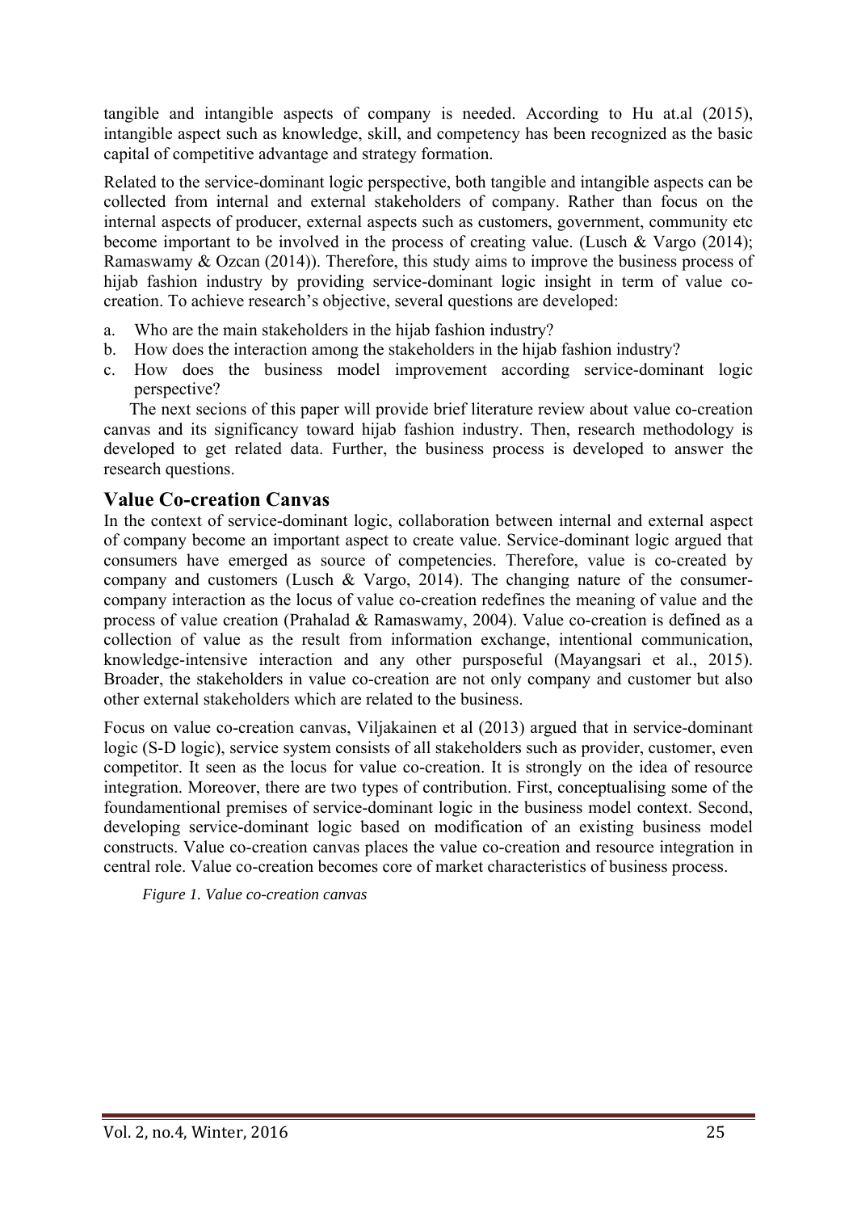tangible and intangible aspects of company is needed. According to Hu at.al (2015), intangible aspect such as knowledge, skill, and competency has been recognized as the basic capital of competitive advantage and strategy formation.

Related to the service-dominant logic perspective, both tangible and intangible aspects can be collected from internal and external stakeholders of company. Rather than focus on the internal aspects of producer, external aspects such as customers, government, community etc become important to be involved in the process of creating value. (Lusch & Vargo (2014); Ramaswamy & Ozcan (2014)). Therefore, this study aims to improve the business process of hijab fashion industry by providing service-dominant logic insight in term of value co-creation. To achieve research's objective, several questions are developed:

a. Who are the main stakeholders in the hijab fashion industry?
b. How does the interaction among the stakeholders in the hijab fashion industry?
c. How does the business model improvement according service-dominant logic perspective?

The next secions of this paper will provide brief literature review about value co-creation canvas and its significancy toward hijab fashion industry. Then, research methodology is developed to get related data. Further, the business process is developed to answer the research questions.

## Value Co-creation Canvas

In the context of service-dominant logic, collaboration between internal and external aspect of company become an important aspect to create value. Service-dominant logic argued that consumers have emerged as source of competencies. Therefore, value is co-created by company and customers (Lusch & Vargo, 2014). The changing nature of the consumer-company interaction as the locus of value co-creation redefines the meaning of value and the process of value creation (Prahalad & Ramaswamy, 2004). Value co-creation is defined as a collection of value as the result from information exchange, intentional communication, knowledge-intensive interaction and any other pursposeful (Mayangsari et al., 2015). Broader, the stakeholders in value co-creation are not only company and customer but also other external stakeholders which are related to the business.

Focus on value co-creation canvas, Viljakainen et al (2013) argued that in service-dominant logic (S-D logic), service system consists of all stakeholders such as provider, customer, even competitor. It seen as the locus for value co-creation. It is strongly on the idea of resource integration. Moreover, there are two types of contribution. First, conceptualising some of the foundamentional premises of service-dominant logic in the business model context. Second, developing service-dominant logic based on modification of an existing business model constructs. Value co-creation canvas places the value co-creation and resource integration in central role. Value co-creation becomes core of market characteristics of business process.

*Figure 1. Value co-creation canvas*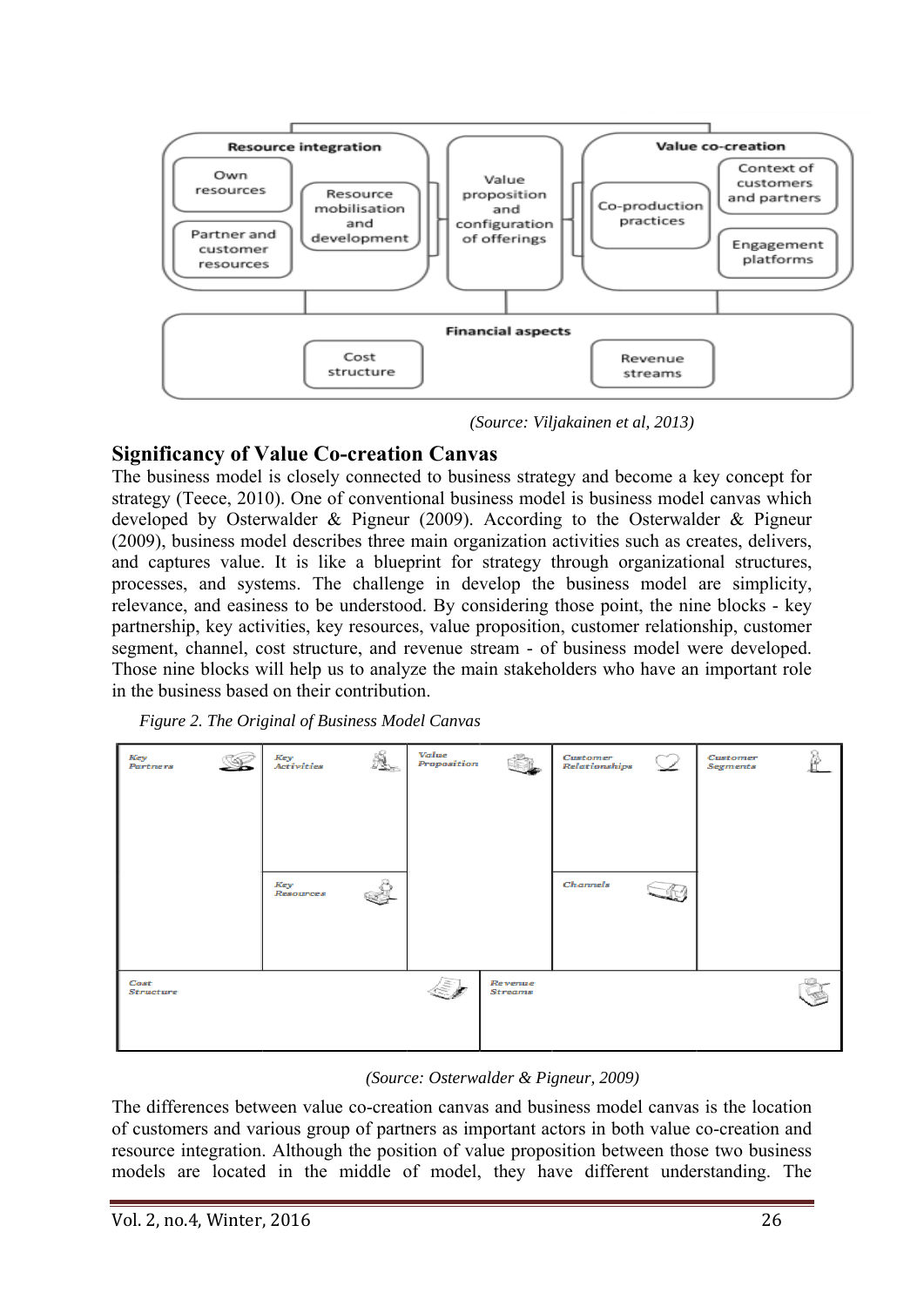(Source: Viljakainen et al, 2013)

## Significancy of Value Co-creation Canvas

The business model is closely connected to business strategy and become a key concept for strategy (Teece, 2010). One of conventional business model is business model canvas which developed by Osterwalder & Pigneur (2009). According to the Osterwalder & Pigneur (2009), business model describes three main organization activities such as creates, delivers, and captures value. It is like a blueprint for strategy through organizational structures, processes, and systems. The challenge in develop the business model are simplicity, relevance, and easiness to be understood. By considering those point, the nine blocks - key partnership, key activities, key resources, value proposition, customer relationship, customer segment, channel, cost structure, and revenue stream - of business model were developed. Those nine blocks will help us to analyze the main stakeholders who have an important role in the business based on their contribution.

*Figure 2. The Original of Business Model Canvas*

(Source: Osterwalder & Pigneur, 2009)

The differences between value co-creation canvas and business model canvas is the location of customers and various group of partners as important actors in both value co-creation and resource integration. Although the position of value proposition between those two business models are located in the middle of model, they have different understanding. The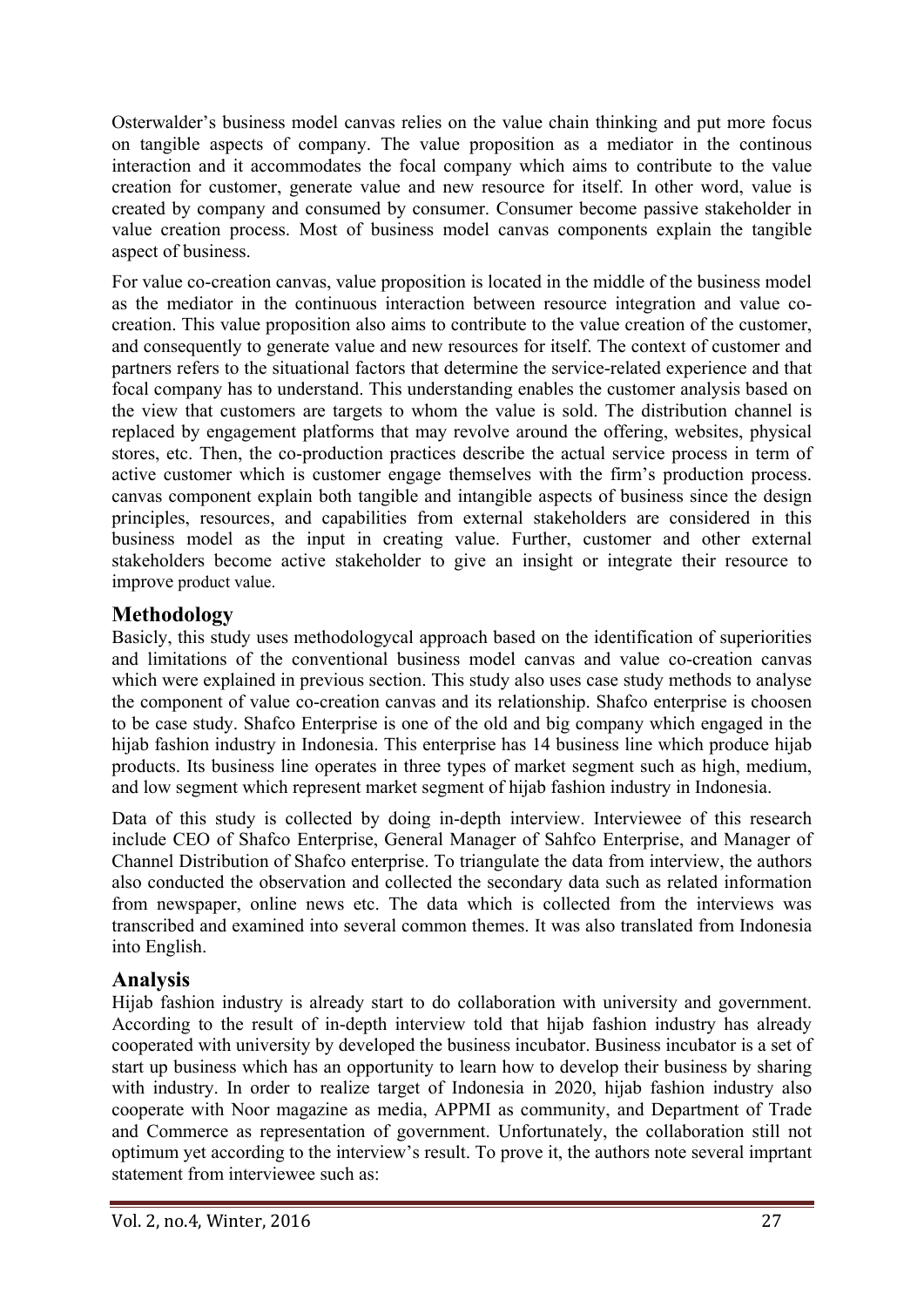Osterwalder's business model canvas relies on the value chain thinking and put more focus on tangible aspects of company. The value proposition as a mediator in the continous interaction and it accommodates the focal company which aims to contribute to the value creation for customer, generate value and new resource for itself. In other word, value is created by company and consumed by consumer. Consumer become passive stakeholder in value creation process. Most of business model canvas components explain the tangible aspect of business.

For value co-creation canvas, value proposition is located in the middle of the business model as the mediator in the continuous interaction between resource integration and value co-creation. This value proposition also aims to contribute to the value creation of the customer, and consequently to generate value and new resources for itself. The context of customer and partners refers to the situational factors that determine the service-related experience and that focal company has to understand. This understanding enables the customer analysis based on the view that customers are targets to whom the value is sold. The distribution channel is replaced by engagement platforms that may revolve around the offering, websites, physical stores, etc. Then, the co-production practices describe the actual service process in term of active customer which is customer engage themselves with the firm's production process. canvas component explain both tangible and intangible aspects of business since the design principles, resources, and capabilities from external stakeholders are considered in this business model as the input in creating value. Further, customer and other external stakeholders become active stakeholder to give an insight or integrate their resource to improve product value.

## Methodology

Basicly, this study uses methodologycal approach based on the identification of superiorities and limitations of the conventional business model canvas and value co-creation canvas which were explained in previous section. This study also uses case study methods to analyse the component of value co-creation canvas and its relationship. Shafco enterprise is choosen to be case study. Shafco Enterprise is one of the old and big company which engaged in the hijab fashion industry in Indonesia. This enterprise has 14 business line which produce hijab products. Its business line operates in three types of market segment such as high, medium, and low segment which represent market segment of hijab fashion industry in Indonesia.

Data of this study is collected by doing in-depth interview. Interviewee of this research include CEO of Shafco Enterprise, General Manager of Sahfco Enterprise, and Manager of Channel Distribution of Shafco enterprise. To triangulate the data from interview, the authors also conducted the observation and collected the secondary data such as related information from newspaper, online news etc. The data which is collected from the interviews was transcribed and examined into several common themes. It was also translated from Indonesia into English.

## Analysis

Hijab fashion industry is already start to do collaboration with university and government. According to the result of in-depth interview told that hijab fashion industry has already cooperated with university by developed the business incubator. Business incubator is a set of start up business which has an opportunity to learn how to develop their business by sharing with industry. In order to realize target of Indonesia in 2020, hijab fashion industry also cooperate with Noor magazine as media, APPMI as community, and Department of Trade and Commerce as representation of government. Unfortunately, the collaboration still not optimum yet according to the interview's result. To prove it, the authors note several imprtant statement from interviewee such as: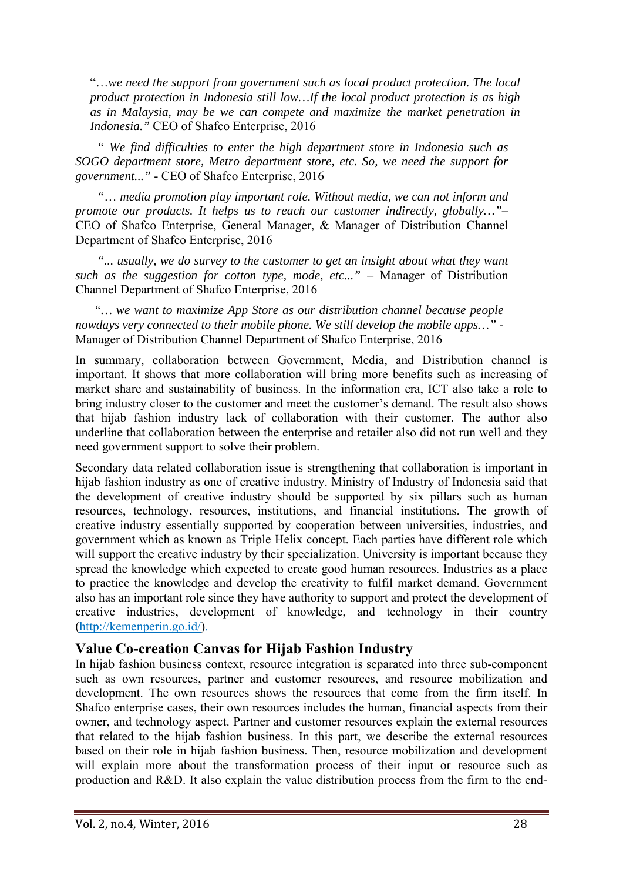"…*we need the support from government such as local product protection. The local product protection in Indonesia still low…If the local product protection is as high as in Malaysia, may be we can compete and maximize the market penetration in Indonesia."* CEO of Shafco Enterprise, 2016

*" We find difficulties to enter the high department store in Indonesia such as SOGO department store, Metro department store, etc. So, we need the support for government..."* - CEO of Shafco Enterprise, 2016

*"… media promotion play important role. Without media, we can not inform and promote our products. It helps us to reach our customer indirectly, globally…"*– CEO of Shafco Enterprise, General Manager, & Manager of Distribution Channel Department of Shafco Enterprise, 2016

*"... usually, we do survey to the customer to get an insight about what they want such as the suggestion for cotton type, mode, etc..."* – Manager of Distribution Channel Department of Shafco Enterprise, 2016

*"… we want to maximize App Store as our distribution channel because people nowdays very connected to their mobile phone. We still develop the mobile apps…"* - Manager of Distribution Channel Department of Shafco Enterprise, 2016

In summary, collaboration between Government, Media, and Distribution channel is important. It shows that more collaboration will bring more benefits such as increasing of market share and sustainability of business. In the information era, ICT also take a role to bring industry closer to the customer and meet the customer's demand. The result also shows that hijab fashion industry lack of collaboration with their customer. The author also underline that collaboration between the enterprise and retailer also did not run well and they need government support to solve their problem.

Secondary data related collaboration issue is strengthening that collaboration is important in hijab fashion industry as one of creative industry. Ministry of Industry of Indonesia said that the development of creative industry should be supported by six pillars such as human resources, technology, resources, institutions, and financial institutions. The growth of creative industry essentially supported by cooperation between universities, industries, and government which as known as Triple Helix concept. Each parties have different role which will support the creative industry by their specialization. University is important because they spread the knowledge which expected to create good human resources. Industries as a place to practice the knowledge and develop the creativity to fulfil market demand. Government also has an important role since they have authority to support and protect the development of creative industries, development of knowledge, and technology in their country (http://kemenperin.go.id/).

## Value Co-creation Canvas for Hijab Fashion Industry

In hijab fashion business context, resource integration is separated into three sub-component such as own resources, partner and customer resources, and resource mobilization and development. The own resources shows the resources that come from the firm itself. In Shafco enterprise cases, their own resources includes the human, financial aspects from their owner, and technology aspect. Partner and customer resources explain the external resources that related to the hijab fashion business. In this part, we describe the external resources based on their role in hijab fashion business. Then, resource mobilization and development will explain more about the transformation process of their input or resource such as production and R&D. It also explain the value distribution process from the firm to the end-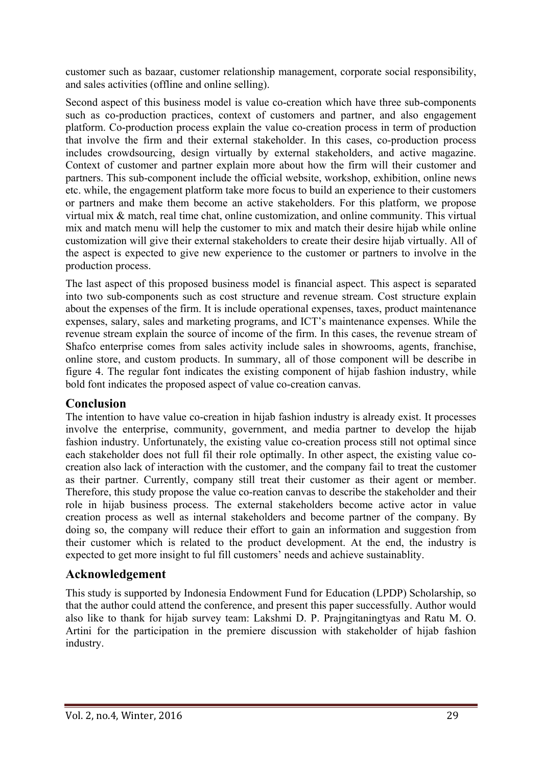customer such as bazaar, customer relationship management, corporate social responsibility, and sales activities (offline and online selling).

Second aspect of this business model is value co-creation which have three sub-components such as co-production practices, context of customers and partner, and also engagement platform. Co-production process explain the value co-creation process in term of production that involve the firm and their external stakeholder. In this cases, co-production process includes crowdsourcing, design virtually by external stakeholders, and active magazine. Context of customer and partner explain more about how the firm will their customer and partners. This sub-component include the official website, workshop, exhibition, online news etc. while, the engagement platform take more focus to build an experience to their customers or partners and make them become an active stakeholders. For this platform, we propose virtual mix & match, real time chat, online customization, and online community. This virtual mix and match menu will help the customer to mix and match their desire hijab while online customization will give their external stakeholders to create their desire hijab virtually. All of the aspect is expected to give new experience to the customer or partners to involve in the production process.

The last aspect of this proposed business model is financial aspect. This aspect is separated into two sub-components such as cost structure and revenue stream. Cost structure explain about the expenses of the firm. It is include operational expenses, taxes, product maintenance expenses, salary, sales and marketing programs, and ICT's maintenance expenses. While the revenue stream explain the source of income of the firm. In this cases, the revenue stream of Shafco enterprise comes from sales activity include sales in showrooms, agents, franchise, online store, and custom products. In summary, all of those component will be describe in figure 4. The regular font indicates the existing component of hijab fashion industry, while bold font indicates the proposed aspect of value co-creation canvas.

## Conclusion

The intention to have value co-creation in hijab fashion industry is already exist. It processes involve the enterprise, community, government, and media partner to develop the hijab fashion industry. Unfortunately, the existing value co-creation process still not optimal since each stakeholder does not full fil their role optimally. In other aspect, the existing value co-creation also lack of interaction with the customer, and the company fail to treat the customer as their partner. Currently, company still treat their customer as their agent or member. Therefore, this study propose the value co-reation canvas to describe the stakeholder and their role in hijab business process. The external stakeholders become active actor in value creation process as well as internal stakeholders and become partner of the company. By doing so, the company will reduce their effort to gain an information and suggestion from their customer which is related to the product development. At the end, the industry is expected to get more insight to ful fill customers' needs and achieve sustainablity.

## Acknowledgement

This study is supported by Indonesia Endowment Fund for Education (LPDP) Scholarship, so that the author could attend the conference, and present this paper successfully. Author would also like to thank for hijab survey team: Lakshmi D. P. Prajngitaningtyas and Ratu M. O. Artini for the participation in the premiere discussion with stakeholder of hijab fashion industry.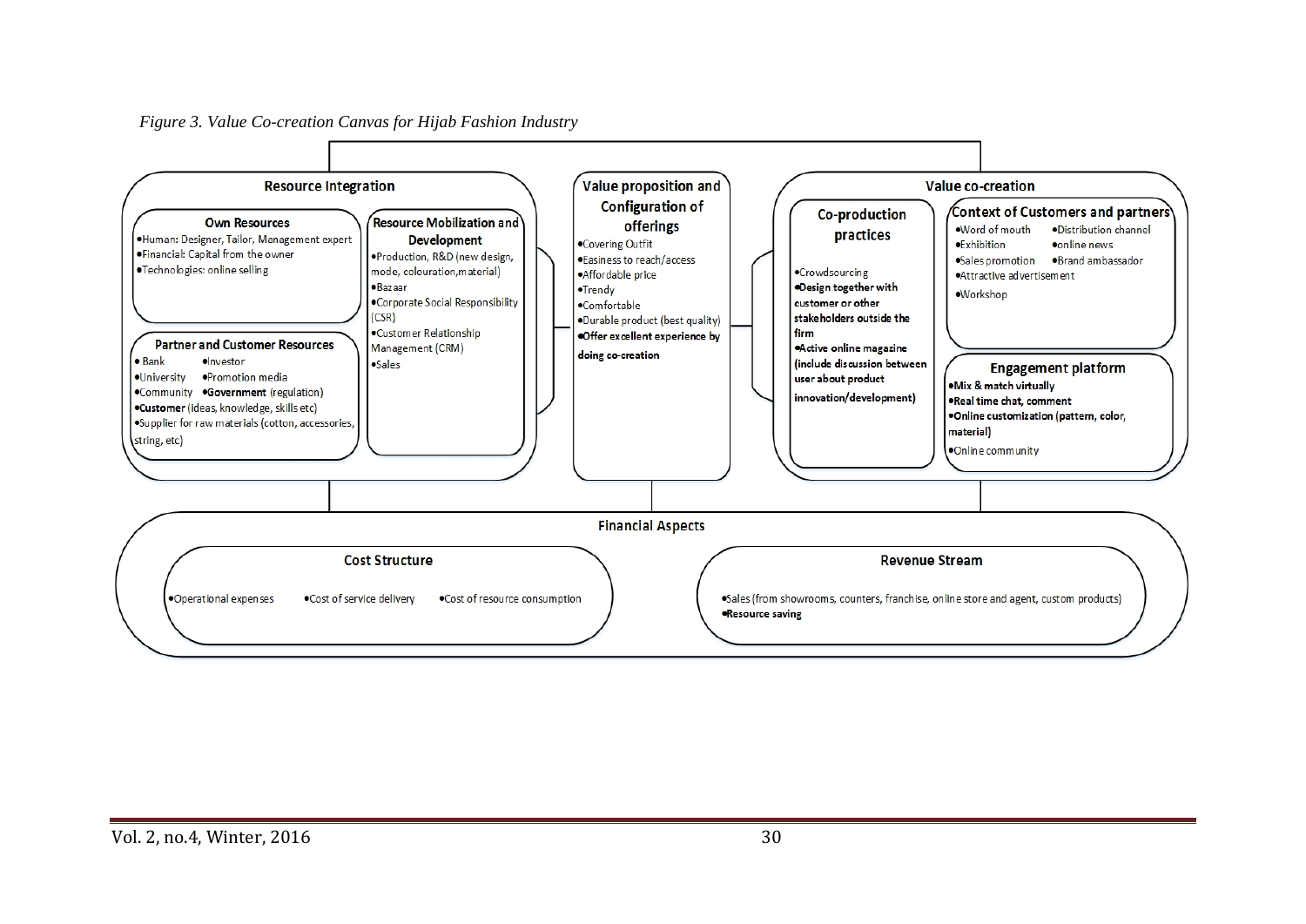*Figure 3. Value Co-creation Canvas for Hijab Fashion Industry*

**Resource Integration**

**Own Resources**
- Human: Designer, Tailor, Management expert
- Financial: Capital from the owner
- Technologies: online selling

**Partner and Customer Resources**
- Bank
- Investor
- University
- Promotion media
- Community
- **Government** (regulation)
- **Customer** (ideas, knowledge, skills etc)
- Supplier for raw materials (cotton, accessories, string, etc)

**Resource Mobilization and Development**
- Production, R&D (new design, mode, colouration, material)
- Bazaar
- Corporate Social Responsibility (CSR)
- Customer Relationship Management (CRM)
- Sales

**Value proposition and Configuration of offerings**
- Covering Outfit
- Easiness to reach/access
- Affordable price
- Trendy
- Comfortable
- Durable product (best quality)
- **Offer excellent experience by doing co-creation**

**Value co-creation**

**Co-production practices**
- Crowdsourcing
- **Design together with customer or other stakeholders outside the firm**
- **Active online magazine (include discussion between user about product innovation/development)**

**Context of Customers and partners**
- Word of mouth
- Distribution channel
- Exhibition
- online news
- Sales promotion
- Brand ambassador
- Attractive advertisement
- Workshop

**Engagement platform**
- **Mix & match virtually**
- **Real time chat, comment**
- **Online customization (pattern, color, material)**
- Online community

**Financial Aspects**

**Cost Structure**
- Operational expenses
- Cost of service delivery
- Cost of resource consumption

**Revenue Stream**
- Sales (from showrooms, counters, franchise, online store and agent, custom products)
- **Resource saving**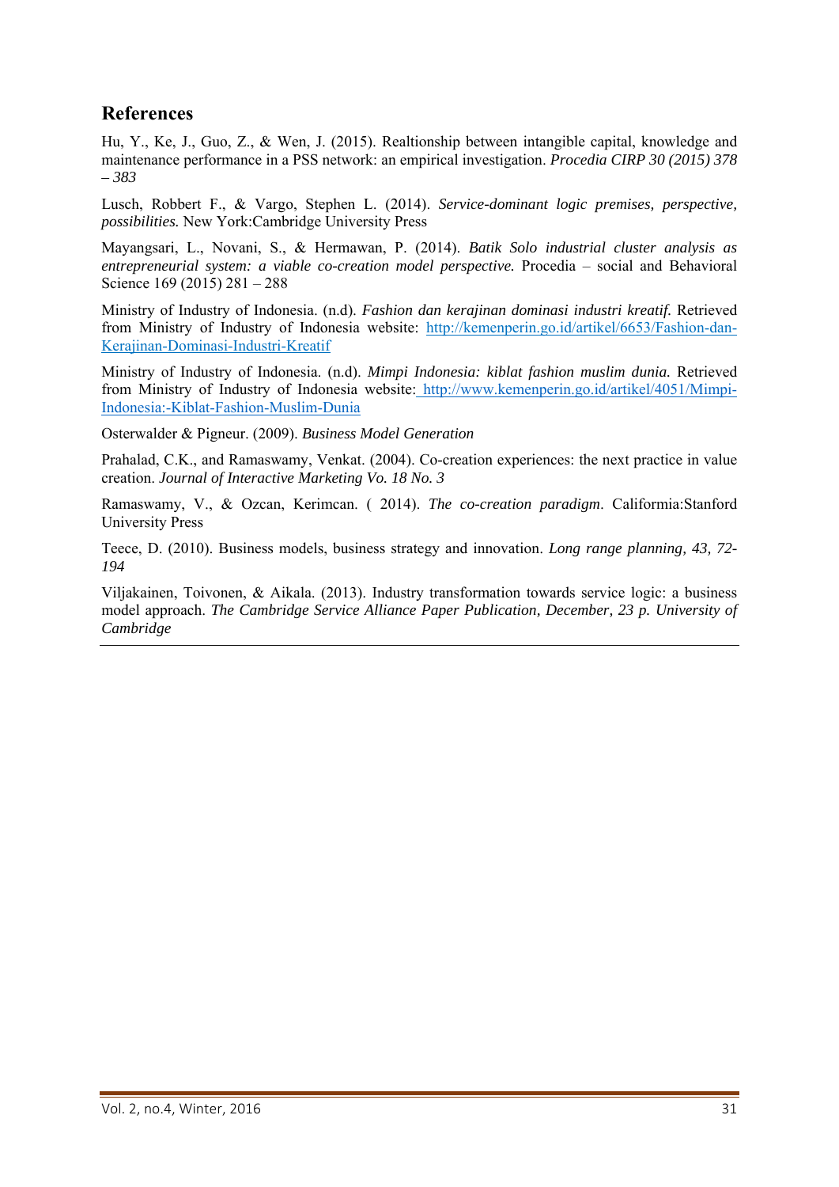## References

Hu, Y., Ke, J., Guo, Z., & Wen, J. (2015). Realtionship between intangible capital, knowledge and maintenance performance in a PSS network: an empirical investigation. *Procedia CIRP 30 (2015) 378 – 383*

Lusch, Robbert F., & Vargo, Stephen L. (2014). *Service-dominant logic premises, perspective, possibilities.* New York:Cambridge University Press

Mayangsari, L., Novani, S., & Hermawan, P. (2014). *Batik Solo industrial cluster analysis as entrepreneurial system: a viable co-creation model perspective.* Procedia – social and Behavioral Science 169 (2015) 281 – 288

Ministry of Industry of Indonesia. (n.d). *Fashion dan kerajinan dominasi industri kreatif.* Retrieved from Ministry of Industry of Indonesia website: http://kemenperin.go.id/artikel/6653/Fashion-dan-Kerajinan-Dominasi-Industri-Kreatif

Ministry of Industry of Indonesia. (n.d). *Mimpi Indonesia: kiblat fashion muslim dunia.* Retrieved from Ministry of Industry of Indonesia website: http://www.kemenperin.go.id/artikel/4051/Mimpi-Indonesia:-Kiblat-Fashion-Muslim-Dunia

Osterwalder & Pigneur. (2009). *Business Model Generation*

Prahalad, C.K., and Ramaswamy, Venkat. (2004). Co-creation experiences: the next practice in value creation. *Journal of Interactive Marketing Vo. 18 No. 3*

Ramaswamy, V., & Ozcan, Kerimcan. ( 2014). *The co-creation paradigm*. Califormia:Stanford University Press

Teece, D. (2010). Business models, business strategy and innovation. *Long range planning, 43, 72-194*

Viljakainen, Toivonen, & Aikala. (2013). Industry transformation towards service logic: a business model approach. *The Cambridge Service Alliance Paper Publication, December, 23 p. University of Cambridge*